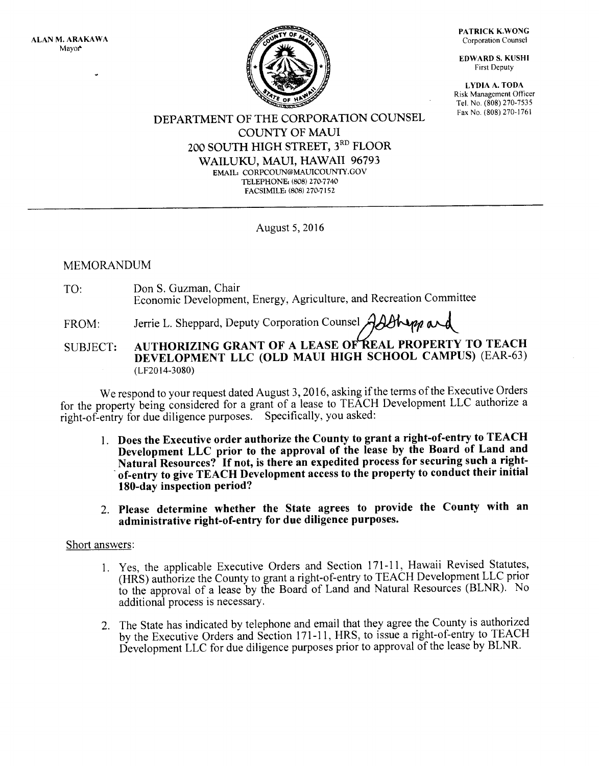ALAN M. ARAKAWA
Mayor

PATRICK K. WONG
Corporation Counsel

EDWARD S. KUSHI
First Deputy

LYDIA A. TODA
Risk Management Officer
Tel. No. (808) 270-7535
Fax No. (808) 270-1761

# DEPARTMENT OF THE CORPORATION COUNSEL
## COUNTY OF MAUI
## 200 SOUTH HIGH STREET, 3RD FLOOR
## WAILUKU, MAUI, HAWAII 96793

EMAIL: CORPCOUN@MAUICOUNTY.GOV
TELEPHONE: (808) 270-7740
FACSIMILE: (808) 270-7152

---

August 5, 2016

MEMORANDUM

TO: Don S. Guzman, Chair
Economic Development, Energy, Agriculture, and Recreation Committee

FROM: Jerrie L. Sheppard, Deputy Corporation Counsel

SUBJECT: **AUTHORIZING GRANT OF A LEASE OF REAL PROPERTY TO TEACH DEVELOPMENT LLC (OLD MAUI HIGH SCHOOL CAMPUS)** (EAR-63) (LF2014-3080)

We respond to your request dated August 3, 2016, asking if the terms of the Executive Orders for the property being considered for a grant of a lease to TEACH Development LLC authorize a right-of-entry for due diligence purposes. Specifically, you asked:

1. **Does the Executive order authorize the County to grant a right-of-entry to TEACH Development LLC prior to the approval of the lease by the Board of Land and Natural Resources? If not, is there an expedited process for securing such a right-of-entry to give TEACH Development access to the property to conduct their initial 180-day inspection period?**

2. **Please determine whether the State agrees to provide the County with an administrative right-of-entry for due diligence purposes.**

Short answers:

1. Yes, the applicable Executive Orders and Section 171-11, Hawaii Revised Statutes, (HRS) authorize the County to grant a right-of-entry to TEACH Development LLC prior to the approval of a lease by the Board of Land and Natural Resources (BLNR). No additional process is necessary.

2. The State has indicated by telephone and email that they agree the County is authorized by the Executive Orders and Section 171-11, HRS, to issue a right-of-entry to TEACH Development LLC for due diligence purposes prior to approval of the lease by BLNR.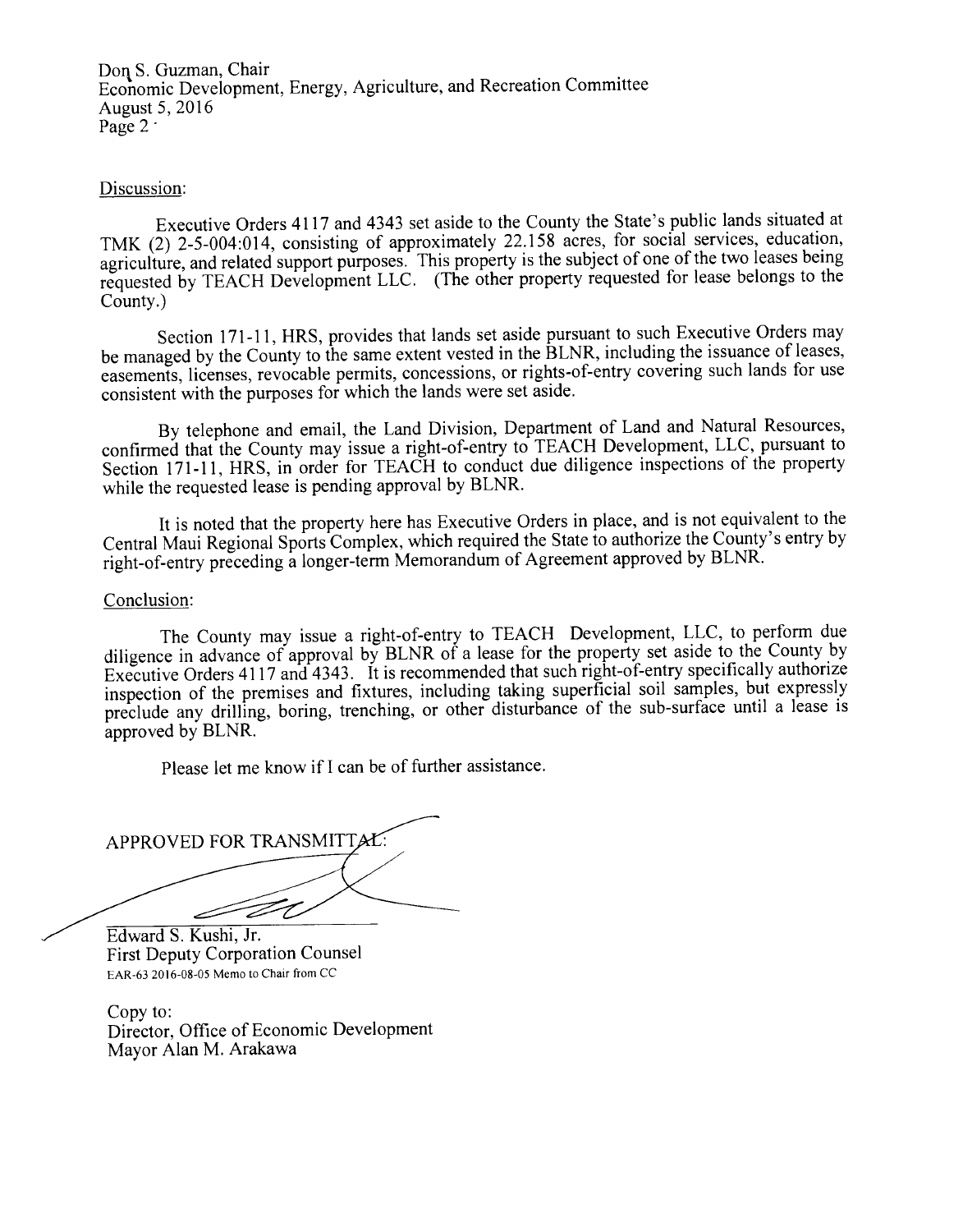Don S. Guzman, Chair
Economic Development, Energy, Agriculture, and Recreation Committee
August 5, 2016
Page 2

Discussion:

Executive Orders 4117 and 4343 set aside to the County the State's public lands situated at TMK (2) 2-5-004:014, consisting of approximately 22.158 acres, for social services, education, agriculture, and related support purposes. This property is the subject of one of the two leases being requested by TEACH Development LLC. (The other property requested for lease belongs to the County.)

Section 171-11, HRS, provides that lands set aside pursuant to such Executive Orders may be managed by the County to the same extent vested in the BLNR, including the issuance of leases, easements, licenses, revocable permits, concessions, or rights-of-entry covering such lands for use consistent with the purposes for which the lands were set aside.

By telephone and email, the Land Division, Department of Land and Natural Resources, confirmed that the County may issue a right-of-entry to TEACH Development, LLC, pursuant to Section 171-11, HRS, in order for TEACH to conduct due diligence inspections of the property while the requested lease is pending approval by BLNR.

It is noted that the property here has Executive Orders in place, and is not equivalent to the Central Maui Regional Sports Complex, which required the State to authorize the County's entry by right-of-entry preceding a longer-term Memorandum of Agreement approved by BLNR.

Conclusion:

The County may issue a right-of-entry to TEACH Development, LLC, to perform due diligence in advance of approval by BLNR of a lease for the property set aside to the County by Executive Orders 4117 and 4343. It is recommended that such right-of-entry specifically authorize inspection of the premises and fixtures, including taking superficial soil samples, but expressly preclude any drilling, boring, trenching, or other disturbance of the sub-surface until a lease is approved by BLNR.

Please let me know if I can be of further assistance.

APPROVED FOR TRANSMITTAL:

Edward S. Kushi, Jr.
First Deputy Corporation Counsel
EAR-63 2016-08-05 Memo to Chair from CC

Copy to:
Director, Office of Economic Development
Mayor Alan M. Arakawa